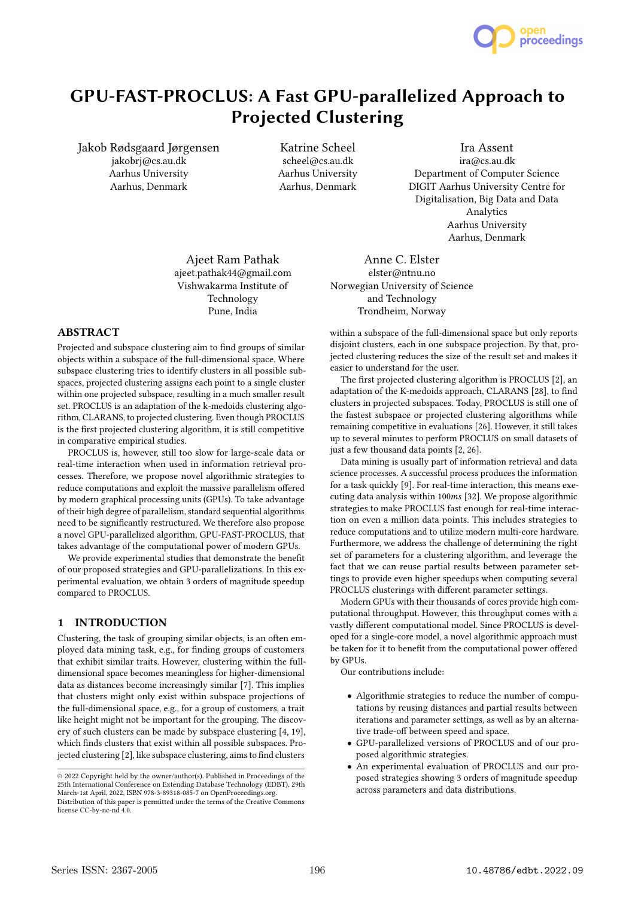# GPU-FAST-PROCLUS: A Fast GPU-parallelized Approach to Projected Clustering

Jakob Rødsgaard Jørgensen
jakobrj@cs.au.dk
Aarhus University
Aarhus, Denmark

Katrine Scheel
scheel@cs.au.dk
Aarhus University
Aarhus, Denmark

Ira Assent
ira@cs.au.dk
Department of Computer Science
DIGIT Aarhus University Centre for Digitalisation, Big Data and Data Analytics
Aarhus University
Aarhus, Denmark

Ajeet Ram Pathak
ajeet.pathak44@gmail.com
Vishwakarma Institute of Technology
Pune, India

Anne C. Elster
elster@ntnu.no
Norwegian University of Science and Technology
Trondheim, Norway

## ABSTRACT

Projected and subspace clustering aim to find groups of similar objects within a subspace of the full-dimensional space. Where subspace clustering tries to identify clusters in all possible subspaces, projected clustering assigns each point to a single cluster within one projected subspace, resulting in a much smaller result set. PROCLUS is an adaptation of the k-medoids clustering algorithm, CLARANS, to projected clustering. Even though PROCLUS is the first projected clustering algorithm, it is still competitive in comparative empirical studies.

PROCLUS is, however, still too slow for large-scale data or real-time interaction when used in information retrieval processes. Therefore, we propose novel algorithmic strategies to reduce computations and exploit the massive parallelism offered by modern graphical processing units (GPUs). To take advantage of their high degree of parallelism, standard sequential algorithms need to be significantly restructured. We therefore also propose a novel GPU-parallelized algorithm, GPU-FAST-PROCLUS, that takes advantage of the computational power of modern GPUs.

We provide experimental studies that demonstrate the benefit of our proposed strategies and GPU-parallelizations. In this experimental evaluation, we obtain 3 orders of magnitude speedup compared to PROCLUS.

## 1 INTRODUCTION

Clustering, the task of grouping similar objects, is an often employed data mining task, e.g., for finding groups of customers that exhibit similar traits. However, clustering within the full-dimensional space becomes meaningless for higher-dimensional data as distances become increasingly similar [7]. This implies that clusters might only exist within subspace projections of the full-dimensional space, e.g., for a group of customers, a trait like height might not be important for the grouping. The discovery of such clusters can be made by subspace clustering [4, 19], which finds clusters that exist within all possible subspaces. Projected clustering [2], like subspace clustering, aims to find clusters within a subspace of the full-dimensional space but only reports disjoint clusters, each in one subspace projection. By that, projected clustering reduces the size of the result set and makes it easier to understand for the user.

The first projected clustering algorithm is PROCLUS [2], an adaptation of the K-medoids approach, CLARANS [28], to find clusters in projected subspaces. Today, PROCLUS is still one of the fastest subspace or projected clustering algorithms while remaining competitive in evaluations [26]. However, it still takes up to several minutes to perform PROCLUS on small datasets of just a few thousand data points [2, 26].

Data mining is usually part of information retrieval and data science processes. A successful process produces the information for a task quickly [9]. For real-time interaction, this means executing data analysis within $100ms$ [32]. We propose algorithmic strategies to make PROCLUS fast enough for real-time interaction on even a million data points. This includes strategies to reduce computations and to utilize modern multi-core hardware. Furthermore, we address the challenge of determining the right set of parameters for a clustering algorithm, and leverage the fact that we can reuse partial results between parameter settings to provide even higher speedups when computing several PROCLUS clusterings with different parameter settings.

Modern GPUs with their thousands of cores provide high computational throughput. However, this throughput comes with a vastly different computational model. Since PROCLUS is developed for a single-core model, a novel algorithmic approach must be taken for it to benefit from the computational power offered by GPUs.

Our contributions include:

- Algorithmic strategies to reduce the number of computations by reusing distances and partial results between iterations and parameter settings, as well as by an alternative trade-off between speed and space.
- GPU-parallelized versions of PROCLUS and of our proposed algorithmic strategies.
- An experimental evaluation of PROCLUS and our proposed strategies showing 3 orders of magnitude speedup across parameters and data distributions.

© 2022 Copyright held by the owner/author(s). Published in Proceedings of the 25th International Conference on Extending Database Technology (EDBT), 29th March-1st April, 2022, ISBN 978-3-89318-085-7 on OpenProceedings.org.
Distribution of this paper is permitted under the terms of the Creative Commons license CC-by-nc-nd 4.0.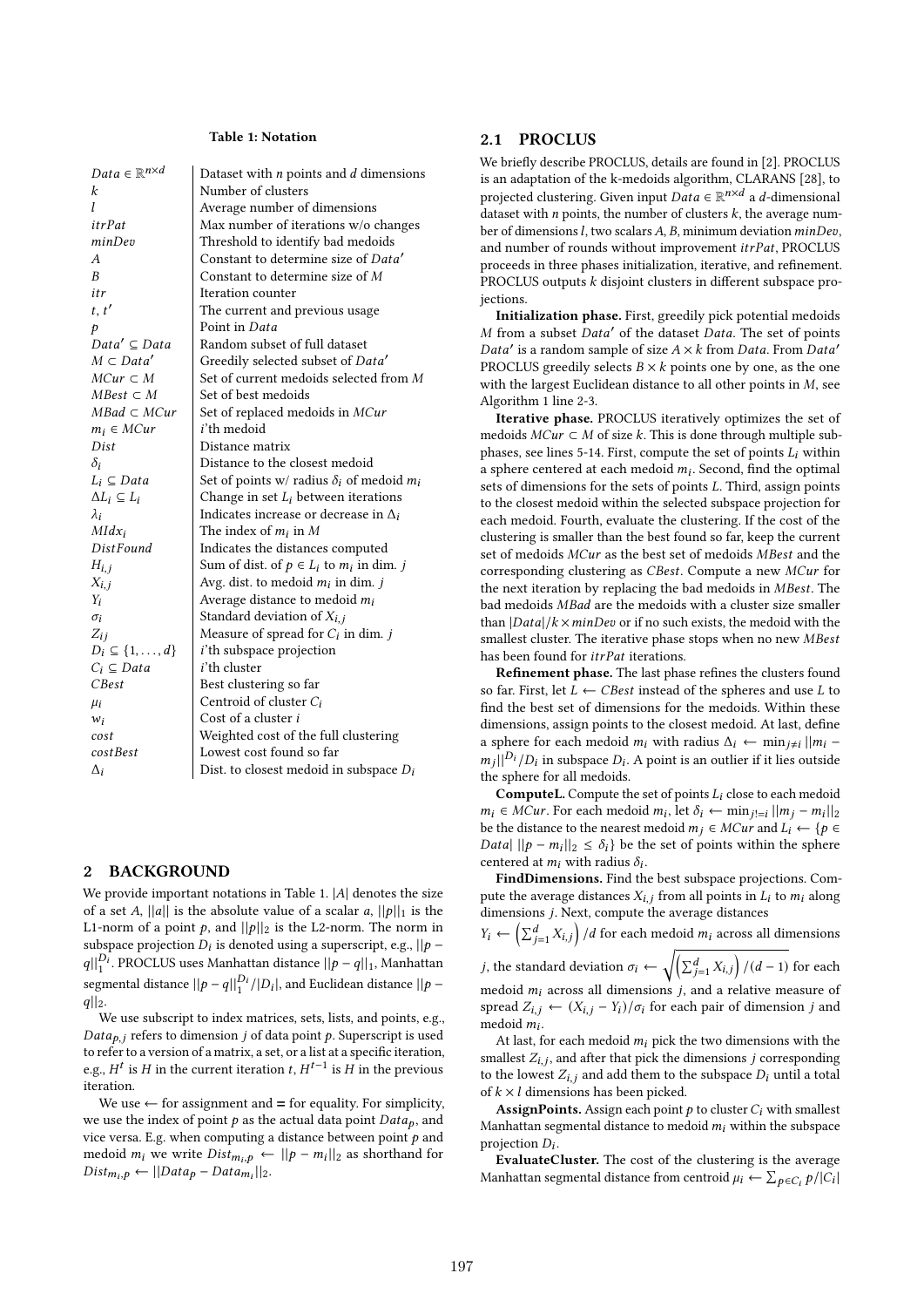**Table 1: Notation**

| | |
|---|---|
| $Data \in \mathbb{R}^{n \times d}$ | Dataset with $n$ points and $d$ dimensions |
| $k$ | Number of clusters |
| $l$ | Average number of dimensions |
| $itrPat$ | Max number of iterations w/o changes |
| $minDev$ | Threshold to identify bad medoids |
| $A$ | Constant to determine size of $Data'$ |
| $B$ | Constant to determine size of $M$ |
| $itr$ | Iteration counter |
| $t, t'$ | The current and previous usage |
| $p$ | Point in $Data$ |
| $Data' \subseteq Data$ | Random subset of full dataset |
| $M \subset Data'$ | Greedily selected subset of $Data'$ |
| $MCur \subset M$ | Set of current medoids selected from $M$ |
| $MBest \subset M$ | Set of best medoids |
| $MBad \subset MCur$ | Set of replaced medoids in $MCur$ |
| $m_i \in MCur$ | $i$'th medoid |
| $Dist$ | Distance matrix |
| $\delta_i$ | Distance to the closest medoid |
| $L_i \subseteq Data$ | Set of points w/ radius $\delta_i$ of medoid $m_i$ |
| $\Delta L_i \subseteq L_i$ | Change in set $L_i$ between iterations |
| $\lambda_i$ | Indicates increase or decrease in $\Delta_i$ |
| $MIdx_i$ | The index of $m_i$ in $M$ |
| $DistFound$ | Indicates the distances computed |
| $H_{i,j}$ | Sum of dist. of $p \in L_i$ to $m_i$ in dim. $j$ |
| $X_{i,j}$ | Avg. dist. to medoid $m_i$ in dim. $j$ |
| $Y_i$ | Average distance to medoid $m_i$ |
| $\sigma_i$ | Standard deviation of $X_{i,j}$ |
| $Z_{ij}$ | Measure of spread for $C_i$ in dim. $j$ |
| $D_i \subseteq \{1, \ldots, d\}$ | $i$'th subspace projection |
| $C_i \subseteq Data$ | $i$'th cluster |
| $CBest$ | Best clustering so far |
| $\mu_i$ | Centroid of cluster $C_i$ |
| $w_i$ | Cost of a cluster $i$ |
| $cost$ | Weighted cost of the full clustering |
| $costBest$ | Lowest cost found so far |
| $\Delta_i$ | Dist. to closest medoid in subspace $D_i$ |

## 2 BACKGROUND

We provide important notations in Table 1. $|A|$ denotes the size of a set $A$, $||a||$ is the absolute value of a scalar $a$, $||p||_1$ is the L1-norm of a point $p$, and $||p||_2$ is the L2-norm. The norm in subspace projection $D_i$ is denoted using a superscript, e.g., $||p - q||_1^{D_i}$. PROCLUS uses Manhattan distance $||p - q||_1$, Manhattan segmental distance $||p - q||_1^{D_i}/|D_i|$, and Euclidean distance $||p - q||_2$.

We use subscript to index matrices, sets, lists, and points, e.g., $Data_{p,j}$ refers to dimension $j$ of data point $p$. Superscript is used to refer to a version of a matrix, a set, or a list at a specific iteration, e.g., $H^t$ is $H$ in the current iteration $t$, $H^{t-1}$ is $H$ in the previous iteration.

We use $\leftarrow$ for assignment and $=$ for equality. For simplicity, we use the index of point $p$ as the actual data point $Data_p$, and vice versa. E.g. when computing a distance between point $p$ and medoid $m_i$ we write $Dist_{m_i,p} \leftarrow ||p - m_i||_2$ as shorthand for $Dist_{m_i,p} \leftarrow ||Data_p - Data_{m_i}||_2$.

### 2.1 PROCLUS

We briefly describe PROCLUS, details are found in [2]. PROCLUS is an adaptation of the k-medoids algorithm, CLARANS [28], to projected clustering. Given input $Data \in \mathbb{R}^{n \times d}$ a $d$-dimensional dataset with $n$ points, the number of clusters $k$, the average number of dimensions $l$, two scalars $A$, $B$, minimum deviation $minDev$, and number of rounds without improvement $itrPat$, PROCLUS proceeds in three phases initialization, iterative, and refinement. PROCLUS outputs $k$ disjoint clusters in different subspace projections.

**Initialization phase.** First, greedily pick potential medoids $M$ from a subset $Data'$ of the dataset $Data$. The set of points $Data'$ is a random sample of size $A \times k$ from $Data$. From $Data'$ PROCLUS greedily selects $B \times k$ points one by one, as the one with the largest Euclidean distance to all other points in $M$, see Algorithm 1 line 2-3.

**Iterative phase.** PROCLUS iteratively optimizes the set of medoids $MCur \subset M$ of size $k$. This is done through multiple sub-phases, see lines 5-14. First, compute the set of points $L_i$ within a sphere centered at each medoid $m_i$. Second, find the optimal sets of dimensions for the sets of points $L$. Third, assign points to the closest medoid within the selected subspace projection for each medoid. Fourth, evaluate the clustering. If the cost of the clustering is smaller than the best found so far, keep the current set of medoids $MCur$ as the best set of medoids $MBest$ and the corresponding clustering as $CBest$. Compute a new $MCur$ for the next iteration by replacing the bad medoids in $MBest$. The bad medoids $MBad$ are the medoids with a cluster size smaller than $|Data|/k \times minDev$ or if no such exists, the medoid with the smallest cluster. The iterative phase stops when no new $MBest$ has been found for $itrPat$ iterations.

**Refinement phase.** The last phase refines the clusters found so far. First, let $L \leftarrow CBest$ instead of the spheres and use $L$ to find the best set of dimensions for the medoids. Within these dimensions, assign points to the closest medoid. At last, define a sphere for each medoid $m_i$ with radius $\Delta_i \leftarrow \min_{j \neq i} ||m_i - m_j||_1^{D_i}/D_i$ in subspace $D_i$. A point is an outlier if it lies outside the sphere for all medoids.

**ComputeL.** Compute the set of points $L_i$ close to each medoid $m_i \in MCur$. For each medoid $m_i$, let $\delta_i \leftarrow \min_{j!=i} ||m_j - m_i||_2$ be the distance to the nearest medoid $m_j \in MCur$ and $L_i \leftarrow \{p \in Data| \; ||p - m_i||_2 \leq \delta_i\}$ be the set of points within the sphere centered at $m_i$ with radius $\delta_i$.

**FindDimensions.** Find the best subspace projections. Compute the average distances $X_{i,j}$ from all points in $L_i$ to $m_i$ along dimensions $j$. Next, compute the average distances $Y_i \leftarrow \left(\sum_{j=1}^{d} X_{i,j}\right)/d$ for each medoid $m_i$ across all dimensions $j$, the standard deviation $\sigma_i \leftarrow \sqrt{\left(\sum_{j=1}^{d} X_{i,j}\right)/(d-1)}$ for each medoid $m_i$ across all dimensions $j$, and a relative measure of spread $Z_{i,j} \leftarrow (X_{i,j} - Y_i)/\sigma_i$ for each pair of dimension $j$ and medoid $m_i$.

At last, for each medoid $m_i$ pick the two dimensions with the smallest $Z_{i,j}$, and after that pick the dimensions $j$ corresponding to the lowest $Z_{i,j}$ and add them to the subspace $D_i$ until a total of $k \times l$ dimensions has been picked.

**AssignPoints.** Assign each point $p$ to cluster $C_i$ with smallest Manhattan segmental distance to medoid $m_i$ within the subspace projection $D_i$.

**EvaluateCluster.** The cost of the clustering is the average Manhattan segmental distance from centroid $\mu_i \leftarrow \sum_{p \in C_i} p/|C_i|$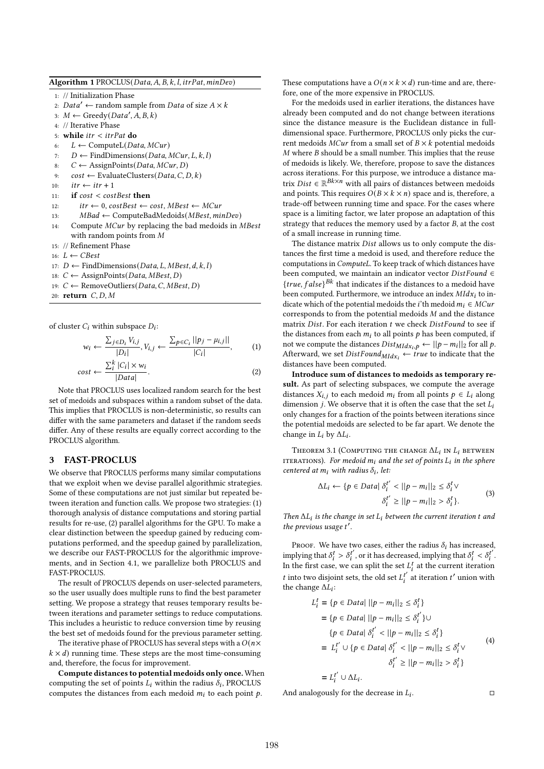**Algorithm 1** PROCLUS($Data, A, B, k, l, itrPat, minDev$)

```
1: // Initialization Phase
2: Data′ ← random sample from Data of size A × k
3: M ← Greedy(Data′, A, B, k)
4: // Iterative Phase
5: while itr < itrPat do
6:     L ← ComputeL(Data, MCur)
7:     D ← FindDimensions(Data, MCur, L, k, l)
8:     C ← AssignPoints(Data, MCur, D)
9:     cost ← EvaluateClusters(Data, C, D, k)
10:    itr ← itr + 1
11:    if cost < costBest then
12:        itr ← 0, costBest ← cost, MBest ← MCur
13:        MBad ← ComputeBadMedoids(MBest, minDev)
14:    Compute MCur by replacing the bad medoids in MBest
       with random points from M
15: // Refinement Phase
16: L ← CBest
17: D ← FindDimensions(Data, L, MBest, d, k, l)
18: C ← AssignPoints(Data, MBest, D)
19: C ← RemoveOutliers(Data, C, MBest, D)
20: return C, D, M
```

of cluster $C_i$ within subspace $D_i$:

$$w_i \leftarrow \frac{\sum_{j \in D_i} V_{i,j}}{|D_i|}, V_{i,j} \leftarrow \frac{\sum_{p \in C_i} ||p_j - \mu_{i,j}||}{|C_i|}, \tag{1}$$

$$cost \leftarrow \frac{\sum_i^k |C_i| \times w_i}{|Data|}. \tag{2}$$

Note that PROCLUS uses localized random search for the best set of medoids and subspaces within a random subset of the data. This implies that PROCLUS is non-deterministic, so results can differ with the same parameters and dataset if the random seeds differ. Any of these results are equally correct according to the PROCLUS algorithm.

## 3 FAST-PROCLUS

We observe that PROCLUS performs many similar computations that we exploit when we devise parallel algorithmic strategies. Some of these computations are not just similar but repeated between iteration and function calls. We propose two strategies: (1) thorough analysis of distance computations and storing partial results for re-use, (2) parallel algorithms for the GPU. To make a clear distinction between the speedup gained by reducing computations performed, and the speedup gained by parallelization, we describe our FAST-PROCLUS for the algorithmic improvements, and in Section 4.1, we parallelize both PROCLUS and FAST-PROCLUS.

The result of PROCLUS depends on user-selected parameters, so the user usually does multiple runs to find the best parameter setting. We propose a strategy that reuses temporary results between iterations and parameter settings to reduce computations. This includes a heuristic to reduce conversion time by reusing the best set of medoids found for the previous parameter setting.

The iterative phase of PROCLUS has several steps with a $O(n \times k \times d)$ running time. These steps are the most time-consuming and, therefore, the focus for improvement.

**Compute distances to potential medoids only once.** When computing the set of points $L_i$ within the radius $\delta_i$, PROCLUS computes the distances from each medoid $m_i$ to each point $p$. These computations have a $O(n \times k \times d)$ run-time and are, therefore, one of the more expensive in PROCLUS.

For the medoids used in earlier iterations, the distances have already been computed and do not change between iterations since the distance measure is the Euclidean distance in full-dimensional space. Furthermore, PROCLUS only picks the current medoids $MCur$ from a small set of $B \times k$ potential medoids $M$ where $B$ should be a small number. This implies that the reuse of medoids is likely. We, therefore, propose to save the distances across iterations. For this purpose, we introduce a distance matrix $Dist \in \mathbb{R}^{Bk \times n}$ with all pairs of distances between medoids and points. This requires $O(B \times k \times n)$ space and is, therefore, a trade-off between running time and space. For the cases where space is a limiting factor, we later propose an adaptation of this strategy that reduces the memory used by a factor $B$, at the cost of a small increase in running time.

The distance matrix $Dist$ allows us to only compute the distances the first time a medoid is used, and therefore reduce the computations in *ComputeL*. To keep track of which distances have been computed, we maintain an indicator vector $DistFound \in \{true, false\}^{Bk}$ that indicates if the distances to a medoid have been computed. Furthermore, we introduce an index $MIdx_i$ to indicate which of the potential medoids the $i$'th medoid $m_i \in MCur$ corresponds to from the potential medoids $M$ and the distance matrix $Dist$. For each iteration $t$ we check $DistFound$ to see if the distances from each $m_i$ to all points $p$ has been computed, if not we compute the distances $Dist_{MIdx_i,p} \leftarrow ||p - m_i||_2$ for all $p$. Afterward, we set $DistFound_{MIdx_i} \leftarrow true$ to indicate that the distances have been computed.

**Introduce sum of distances to medoids as temporary result.** As part of selecting subspaces, we compute the average distances $X_{i,j}$ to each medoid $m_i$ from all points $p \in L_i$ along dimension $j$. We observe that it is often the case that the set $L_i$ only changes for a fraction of the points between iterations since the potential medoids are selected to be far apart. We denote the change in $L_i$ by $\Delta L_i$.

Theorem 3.1 (Computing the change $\Delta L_i$ in $L_i$ between iterations). *For medoid $m_i$ and the set of points $L_i$ in the sphere centered at $m_i$ with radius $\delta_i$, let:*

$$\Delta L_i \leftarrow \{p \in Data|\ \delta_i^{t'} < ||p - m_i||_2 \leq \delta_i^t \vee \\ \delta_i^{t'} \geq ||p - m_i||_2 > \delta_i^t\}. \tag{3}$$

*Then $\Delta L_i$ is the change in set $L_i$ between the current iteration $t$ and the previous usage $t'$.*

Proof. We have two cases, either the radius $\delta_i$ has increased, implying that $\delta_i^t > \delta_i^{t'}$, or it has decreased, implying that $\delta_i^t < \delta_i^{t'}$. In the first case, we can split the set $L_i^t$ at the current iteration $t$ into two disjoint sets, the old set $L_i^{t'}$ at iteration $t'$ union with the change $\Delta L_i$:

$$\begin{aligned} L_i^t &= \{p \in Data|\ ||p - m_i||_2 \leq \delta_i^t\} \\ &= \{p \in Data|\ ||p - m_i||_2 \leq \delta_i^{t'}\} \cup \\ &\quad\ \{p \in Data|\ \delta_i^{t'} < ||p - m_i||_2 \leq \delta_i^t\} \\ &= L_i^{t'} \cup \{p \in Data|\ \delta_i^{t'} < ||p - m_i||_2 \leq \delta_i^t \vee \\ &\qquad\qquad \delta_i^{t'} \geq ||p - m_i||_2 > \delta_i^t\} \\ &= L_i^{t'} \cup \Delta L_i. \end{aligned} \tag{4}$$

And analogously for the decrease in $L_i$. □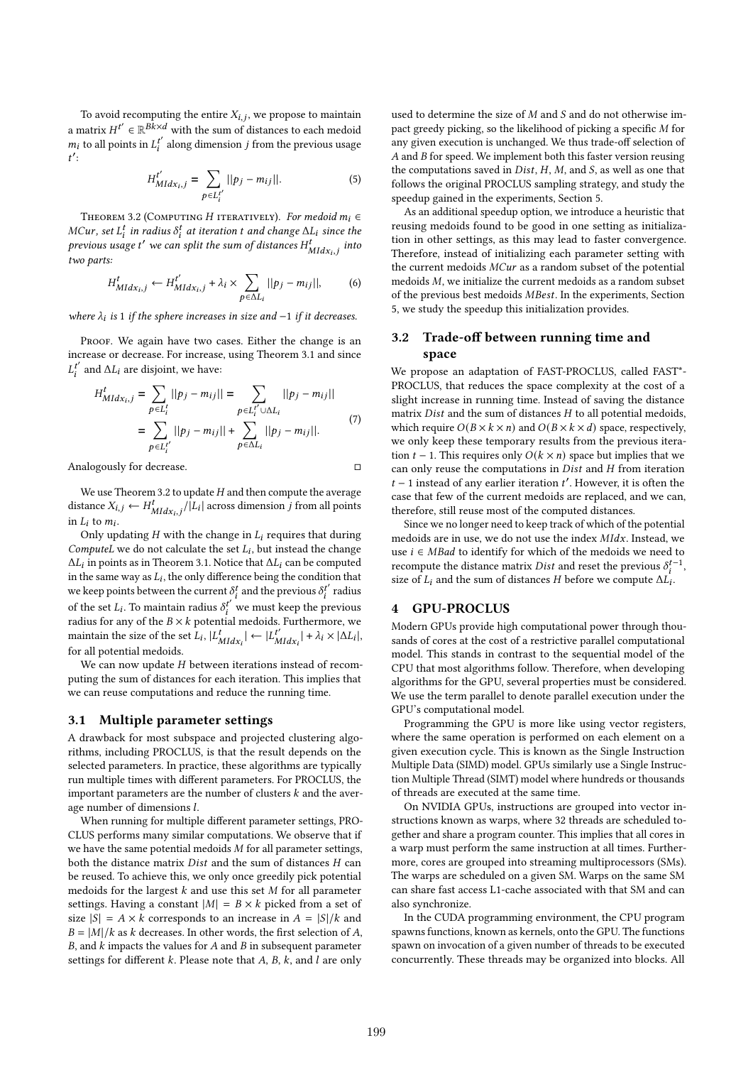To avoid recomputing the entire $X_{i,j}$, we propose to maintain a matrix $H^{t'} \in \mathbb{R}^{Bk \times d}$ with the sum of distances to each medoid $m_i$ to all points in $L_i^{t'}$ along dimension $j$ from the previous usage $t'$:

$$H^{t'}_{MIdx_i,j} = \sum_{p \in L_i^{t'}} ||p_j - m_{ij}||. \tag{5}$$

**Theorem 3.2** (Computing $H$ iteratively). *For medoid $m_i \in MCur$, set $L_i^t$ in radius $\delta_i^t$ at iteration $t$ and change $\Delta L_i$ since the previous usage $t'$ we can split the sum of distances $H^t_{MIdx_i,j}$ into two parts:*

$$H^t_{MIdx_i,j} \leftarrow H^{t'}_{MIdx_i,j} + \lambda_i \times \sum_{p \in \Delta L_i} ||p_j - m_{ij}||, \tag{6}$$

*where $\lambda_i$ is 1 if the sphere increases in size and $-1$ if it decreases.*

*Proof.* We again have two cases. Either the change is an increase or decrease. For increase, using Theorem 3.1 and since $L_i^{t'}$ and $\Delta L_i$ are disjoint, we have:

$$\begin{aligned} H^t_{MIdx_i,j} &= \sum_{p \in L_i^t} ||p_j - m_{ij}|| = \sum_{p \in L_i^{t'} \cup \Delta L_i} ||p_j - m_{ij}|| \\ &= \sum_{p \in L_i^{t'}} ||p_j - m_{ij}|| + \sum_{p \in \Delta L_i} ||p_j - m_{ij}||. \end{aligned} \tag{7}$$

Analogously for decrease. □

We use Theorem 3.2 to update $H$ and then compute the average distance $X_{i,j} \leftarrow H^t_{MIdx_i,j}/|L_i|$ across dimension $j$ from all points in $L_i$ to $m_i$.

Only updating $H$ with the change in $L_i$ requires that during *ComputeL* we do not calculate the set $L_i$, but instead the change $\Delta L_i$ in points as in Theorem 3.1. Notice that $\Delta L_i$ can be computed in the same way as $L_i$, the only difference being the condition that we keep points between the current $\delta_i^t$ and the previous $\delta_i^{t'}$ radius of the set $L_i$. To maintain radius $\delta_i^{t'}$ we must keep the previous radius for any of the $B \times k$ potential medoids. Furthermore, we maintain the size of the set $L_i$, $|L^t_{MIdx_i}| \leftarrow |L^{t'}_{MIdx_i}| + \lambda_i \times |\Delta L_i|$, for all potential medoids.

We can now update $H$ between iterations instead of recomputing the sum of distances for each iteration. This implies that we can reuse computations and reduce the running time.

## 3.1 Multiple parameter settings

A drawback for most subspace and projected clustering algorithms, including PROCLUS, is that the result depends on the selected parameters. In practice, these algorithms are typically run multiple times with different parameters. For PROCLUS, the important parameters are the number of clusters $k$ and the average number of dimensions $l$.

When running for multiple different parameter settings, PROCLUS performs many similar computations. We observe that if we have the same potential medoids $M$ for all parameter settings, both the distance matrix $Dist$ and the sum of distances $H$ can be reused. To achieve this, we only once greedily pick potential medoids for the largest $k$ and use this set $M$ for all parameter settings. Having a constant $|M| = B \times k$ picked from a set of size $|S| = A \times k$ corresponds to an increase in $A = |S|/k$ and $B = |M|/k$ as $k$ decreases. In other words, the first selection of $A$, $B$, and $k$ impacts the values for $A$ and $B$ in subsequent parameter settings for different $k$. Please note that $A$, $B$, $k$, and $l$ are only used to determine the size of $M$ and $S$ and do not otherwise impact greedy picking, so the likelihood of picking a specific $M$ for any given execution is unchanged. We thus trade-off selection of $A$ and $B$ for speed. We implement both this faster version reusing the computations saved in $Dist$, $H$, $M$, and $S$, as well as one that follows the original PROCLUS sampling strategy, and study the speedup gained in the experiments, Section 5.

As an additional speedup option, we introduce a heuristic that reusing medoids found to be good in one setting as initialization in other settings, as this may lead to faster convergence. Therefore, instead of initializing each parameter setting with the current medoids $MCur$ as a random subset of the potential medoids $M$, we initialize the current medoids as a random subset of the previous best medoids $MBest$. In the experiments, Section 5, we study the speedup this initialization provides.

## 3.2 Trade-off between running time and space

We propose an adaptation of FAST-PROCLUS, called FAST*-PROCLUS, that reduces the space complexity at the cost of a slight increase in running time. Instead of saving the distance matrix $Dist$ and the sum of distances $H$ to all potential medoids, which require $O(B \times k \times n)$ and $O(B \times k \times d)$ space, respectively, we only keep these temporary results from the previous iteration $t - 1$. This requires only $O(k \times n)$ space but implies that we can only reuse the computations in $Dist$ and $H$ from iteration $t - 1$ instead of any earlier iteration $t'$. However, it is often the case that few of the current medoids are replaced, and we can, therefore, still reuse most of the computed distances.

Since we no longer need to keep track of which of the potential medoids are in use, we do not use the index $MIdx$. Instead, we use $i \in MBad$ to identify for which of the medoids we need to recompute the distance matrix $Dist$ and reset the previous $\delta_i^{t-1}$, size of $L_i$ and the sum of distances $H$ before we compute $\Delta L_i$.

# 4 GPU-PROCLUS

Modern GPUs provide high computational power through thousands of cores at the cost of a restrictive parallel computational model. This stands in contrast to the sequential model of the CPU that most algorithms follow. Therefore, when developing algorithms for the GPU, several properties must be considered. We use the term parallel to denote parallel execution under the GPU's computational model.

Programming the GPU is more like using vector registers, where the same operation is performed on each element on a given execution cycle. This is known as the Single Instruction Multiple Data (SIMD) model. GPUs similarly use a Single Instruction Multiple Thread (SIMT) model where hundreds or thousands of threads are executed at the same time.

On NVIDIA GPUs, instructions are grouped into vector instructions known as warps, where 32 threads are scheduled together and share a program counter. This implies that all cores in a warp must perform the same instruction at all times. Furthermore, cores are grouped into streaming multiprocessors (SMs). The warps are scheduled on a given SM. Warps on the same SM can share fast access L1-cache associated with that SM and can also synchronize.

In the CUDA programming environment, the CPU program spawns functions, known as kernels, onto the GPU. The functions spawn on invocation of a given number of threads to be executed concurrently. These threads may be organized into blocks. All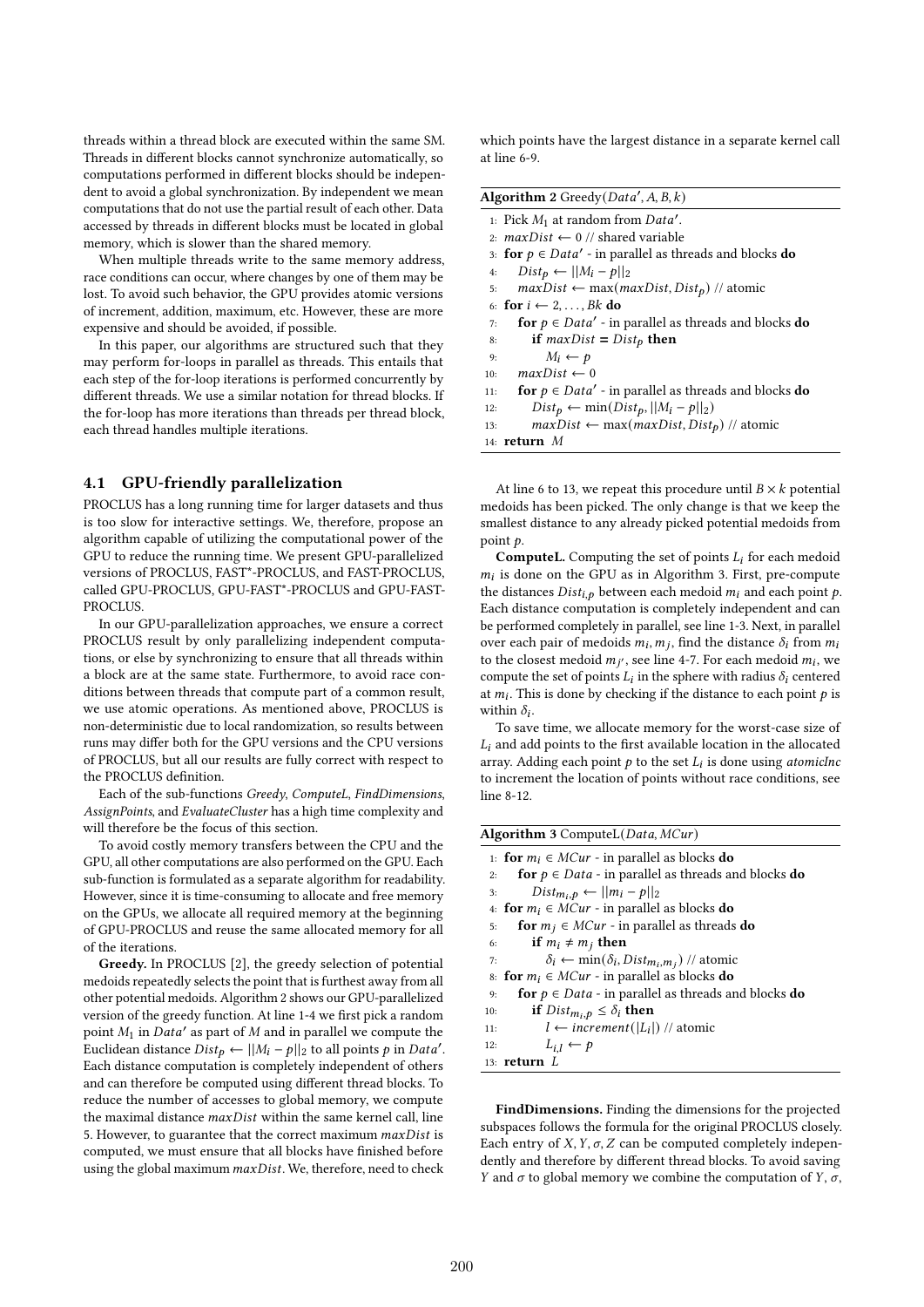threads within a thread block are executed within the same SM. Threads in different blocks cannot synchronize automatically, so computations performed in different blocks should be independent to avoid a global synchronization. By independent we mean computations that do not use the partial result of each other. Data accessed by threads in different blocks must be located in global memory, which is slower than the shared memory.

When multiple threads write to the same memory address, race conditions can occur, where changes by one of them may be lost. To avoid such behavior, the GPU provides atomic versions of increment, addition, maximum, etc. However, these are more expensive and should be avoided, if possible.

In this paper, our algorithms are structured such that they may perform for-loops in parallel as threads. This entails that each step of the for-loop iterations is performed concurrently by different threads. We use a similar notation for thread blocks. If the for-loop has more iterations than threads per thread block, each thread handles multiple iterations.

## 4.1 GPU-friendly parallelization

PROCLUS has a long running time for larger datasets and thus is too slow for interactive settings. We, therefore, propose an algorithm capable of utilizing the computational power of the GPU to reduce the running time. We present GPU-parallelized versions of PROCLUS, FAST*-PROCLUS, and FAST-PROCLUS, called GPU-PROCLUS, GPU-FAST*-PROCLUS and GPU-FAST-PROCLUS.

In our GPU-parallelization approaches, we ensure a correct PROCLUS result by only parallelizing independent computations, or else by synchronizing to ensure that all threads within a block are at the same state. Furthermore, to avoid race conditions between threads that compute part of a common result, we use atomic operations. As mentioned above, PROCLUS is non-deterministic due to local randomization, so results between runs may differ both for the GPU versions and the CPU versions of PROCLUS, but all our results are fully correct with respect to the PROCLUS definition.

Each of the sub-functions *Greedy*, *ComputeL*, *FindDimensions*, *AssignPoints*, and *EvaluateCluster* has a high time complexity and will therefore be the focus of this section.

To avoid costly memory transfers between the CPU and the GPU, all other computations are also performed on the GPU. Each sub-function is formulated as a separate algorithm for readability. However, since it is time-consuming to allocate and free memory on the GPUs, we allocate all required memory at the beginning of GPU-PROCLUS and reuse the same allocated memory for all of the iterations.

**Greedy.** In PROCLUS [2], the greedy selection of potential medoids repeatedly selects the point that is furthest away from all other potential medoids. Algorithm 2 shows our GPU-parallelized version of the greedy function. At line 1-4 we first pick a random point $M_1$ in $Data'$ as part of $M$ and in parallel we compute the Euclidean distance $Dist_p \leftarrow ||M_i - p||_2$ to all points $p$ in $Data'$. Each distance computation is completely independent of others and can therefore be computed using different thread blocks. To reduce the number of accesses to global memory, we compute the maximal distance $maxDist$ within the same kernel call, line 5. However, to guarantee that the correct maximum $maxDist$ is computed, we must ensure that all blocks have finished before using the global maximum $maxDist$. We, therefore, need to check which points have the largest distance in a separate kernel call at line 6-9.

**Algorithm 2** Greedy($Data', A, B, k$)

```
1:  Pick M_1 at random from Data'.
2:  maxDist ← 0 // shared variable
3:  for p ∈ Data' - in parallel as threads and blocks do
4:      Dist_p ← ||M_i − p||_2
5:      maxDist ← max(maxDist, Dist_p) // atomic
6:  for i ← 2, ..., Bk do
7:      for p ∈ Data' - in parallel as threads and blocks do
8:          if maxDist = Dist_p then
9:              M_i ← p
10:     maxDist ← 0
11:     for p ∈ Data' - in parallel as threads and blocks do
12:         Dist_p ← min(Dist_p, ||M_i − p||_2)
13:         maxDist ← max(maxDist, Dist_p) // atomic
14: return M
```

At line 6 to 13, we repeat this procedure until $B \times k$ potential medoids has been picked. The only change is that we keep the smallest distance to any already picked potential medoids from point $p$.

**ComputeL.** Computing the set of points $L_i$ for each medoid $m_i$ is done on the GPU as in Algorithm 3. First, pre-compute the distances $Dist_{i,p}$ between each medoid $m_i$ and each point $p$. Each distance computation is completely independent and can be performed completely in parallel, see line 1-3. Next, in parallel over each pair of medoids $m_i, m_j$, find the distance $\delta_i$ from $m_i$ to the closest medoid $m_{j'}$, see line 4-7. For each medoid $m_i$, we compute the set of points $L_i$ in the sphere with radius $\delta_i$ centered at $m_i$. This is done by checking if the distance to each point $p$ is within $\delta_i$.

To save time, we allocate memory for the worst-case size of $L_i$ and add points to the first available location in the allocated array. Adding each point $p$ to the set $L_i$ is done using *atomicInc* to increment the location of points without race conditions, see line 8-12.

**Algorithm 3** ComputeL($Data, MCur$)

```
1:  for m_i ∈ MCur - in parallel as blocks do
2:      for p ∈ Data - in parallel as threads and blocks do
3:          Dist_{m_i,p} ← ||m_i − p||_2
4:  for m_i ∈ MCur - in parallel as blocks do
5:      for m_j ∈ MCur - in parallel as threads do
6:          if m_i ≠ m_j then
7:              δ_i ← min(δ_i, Dist_{m_i,m_j}) // atomic
8:  for m_i ∈ MCur - in parallel as blocks do
9:      for p ∈ Data - in parallel as threads and blocks do
10:         if Dist_{m_i,p} ≤ δ_i then
11:             l ← increment(|L_i|) // atomic
12:             L_{i,l} ← p
13: return L
```

**FindDimensions.** Finding the dimensions for the projected subspaces follows the formula for the original PROCLUS closely. Each entry of $X, Y, \sigma, Z$ can be computed completely independently and therefore by different thread blocks. To avoid saving $Y$ and $\sigma$ to global memory we combine the computation of $Y$, $\sigma$,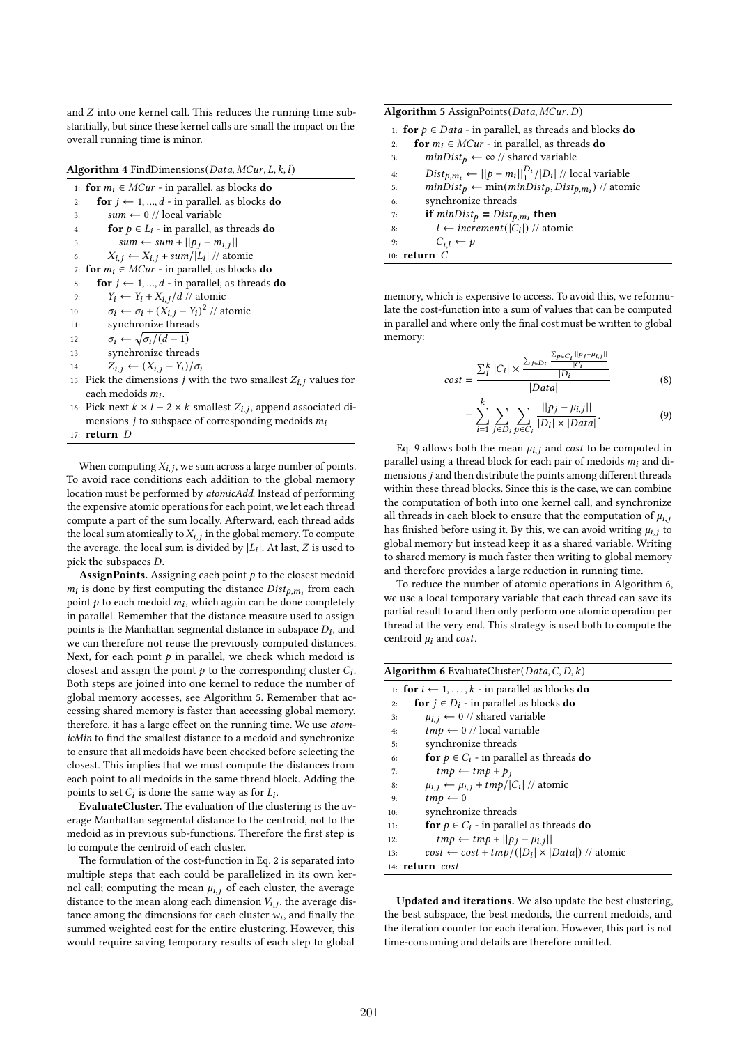and $Z$ into one kernel call. This reduces the running time substantially, but since these kernel calls are small the impact on the overall running time is minor.

**Algorithm 4** FindDimensions($Data, MCur, L, k, l$)

```
1:  for m_i ∈ MCur - in parallel, as blocks do
2:      for j ← 1, ..., d - in parallel, as blocks do
3:          sum ← 0 // local variable
4:          for p ∈ L_i - in parallel, as threads do
5:              sum ← sum + ||p_j − m_{i,j}||
6:          X_{i,j} ← X_{i,j} + sum/|L_i| // atomic
7:  for m_i ∈ MCur - in parallel, as blocks do
8:      for j ← 1, ..., d - in parallel, as threads do
9:          Y_i ← Y_i + X_{i,j}/d // atomic
10:         σ_i ← σ_i + (X_{i,j} − Y_i)^2 // atomic
11:         synchronize threads
12:         σ_i ← sqrt(σ_i/(d − 1))
13:         synchronize threads
14:         Z_{i,j} ← (X_{i,j} − Y_i)/σ_i
15: Pick the dimensions j with the two smallest Z_{i,j} values for
    each medoids m_i.
16: Pick next k × l − 2 × k smallest Z_{i,j}, append associated di-
    mensions j to subspace of corresponding medoids m_i
17: return D
```

When computing $X_{i,j}$, we sum across a large number of points. To avoid race conditions each addition to the global memory location must be performed by *atomicAdd*. Instead of performing the expensive atomic operations for each point, we let each thread compute a part of the sum locally. Afterward, each thread adds the local sum atomically to $X_{i,j}$ in the global memory. To compute the average, the local sum is divided by $|L_i|$. At last, $Z$ is used to pick the subspaces $D$.

**AssignPoints.** Assigning each point $p$ to the closest medoid $m_i$ is done by first computing the distance $Dist_{p,m_i}$ from each point $p$ to each medoid $m_i$, which again can be done completely in parallel. Remember that the distance measure used to assign points is the Manhattan segmental distance in subspace $D_i$, and we can therefore not reuse the previously computed distances. Next, for each point $p$ in parallel, we check which medoid is closest and assign the point $p$ to the corresponding cluster $C_i$. Both steps are joined into one kernel to reduce the number of global memory accesses, see Algorithm 5. Remember that accessing shared memory is faster than accessing global memory, therefore, it has a large effect on the running time. We use *atomicMin* to find the smallest distance to a medoid and synchronize to ensure that all medoids have been checked before selecting the closest. This implies that we must compute the distances from each point to all medoids in the same thread block. Adding the points to set $C_i$ is done the same way as for $L_i$.

**EvaluateCluster.** The evaluation of the clustering is the average Manhattan segmental distance to the centroid, not to the medoid as in previous sub-functions. Therefore the first step is to compute the centroid of each cluster.

The formulation of the cost-function in Eq. 2 is separated into multiple steps that each could be parallelized in its own kernel call; computing the mean $\mu_{i,j}$ of each cluster, the average distance to the mean along each dimension $V_{i,j}$, the average distance among the dimensions for each cluster $w_i$, and finally the summed weighted cost for the entire clustering. However, this would require saving temporary results of each step to global memory, which is expensive to access. To avoid this, we reformulate the cost-function into a sum of values that can be computed in parallel and where only the final cost must be written to global memory:

**Algorithm 5** AssignPoints($Data, MCur, D$)

```
1:  for p ∈ Data - in parallel, as threads and blocks do
2:      for m_i ∈ MCur - in parallel, as threads do
3:          minDist_p ← ∞ // shared variable
4:          Dist_{p,m_i} ← ||p − m_i||_1^{D_i}/|D_i| // local variable
5:          minDist_p ← min(minDist_p, Dist_{p,m_i}) // atomic
6:          synchronize threads
7:          if minDist_p = Dist_{p,m_i} then
8:              l ← increment(|C_i|) // atomic
9:              C_{i,l} ← p
10: return C
```

$$cost = \frac{\sum_i^k |C_i| \times \frac{\sum_{j \in D_i} \frac{\sum_{p \in C_i} ||p_j - \mu_{i,j}||}{|C_i|}}{|D_i|}}{|Data|} \tag{8}$$

$$= \sum_{i=1}^{k} \sum_{j \in D_i} \sum_{p \in C_i} \frac{||p_j - \mu_{i,j}||}{|D_i| \times |Data|}. \tag{9}$$

Eq. 9 allows both the mean $\mu_{i,j}$ and $cost$ to be computed in parallel using a thread block for each pair of medoids $m_i$ and dimensions $j$ and then distribute the points among different threads within these thread blocks. Since this is the case, we can combine the computation of both into one kernel call, and synchronize all threads in each block to ensure that the computation of $\mu_{i,j}$ has finished before using it. By this, we can avoid writing $\mu_{i,j}$ to global memory but instead keep it as a shared variable. Writing to shared memory is much faster then writing to global memory and therefore provides a large reduction in running time.

To reduce the number of atomic operations in Algorithm 6, we use a local temporary variable that each thread can save its partial result to and then only perform one atomic operation per thread at the very end. This strategy is used both to compute the centroid $\mu_i$ and $cost$.

**Algorithm 6** EvaluateCluster($Data, C, D, k$)

```
1:  for i ← 1, . . . , k - in parallel as blocks do
2:      for j ∈ D_i - in parallel as blocks do
3:          μ_{i,j} ← 0 // shared variable
4:          tmp ← 0 // local variable
5:          synchronize threads
6:          for p ∈ C_i - in parallel as threads do
7:              tmp ← tmp + p_j
8:          μ_{i,j} ← μ_{i,j} + tmp/|C_i| // atomic
9:          tmp ← 0
10:         synchronize threads
11:         for p ∈ C_i - in parallel as threads do
12:             tmp ← tmp + ||p_j − μ_{i,j}||
13:         cost ← cost + tmp/(|D_i| × |Data|) // atomic
14: return cost
```

**Updated and iterations.** We also update the best clustering, the best subspace, the best medoids, the current medoids, and the iteration counter for each iteration. However, this part is not time-consuming and details are therefore omitted.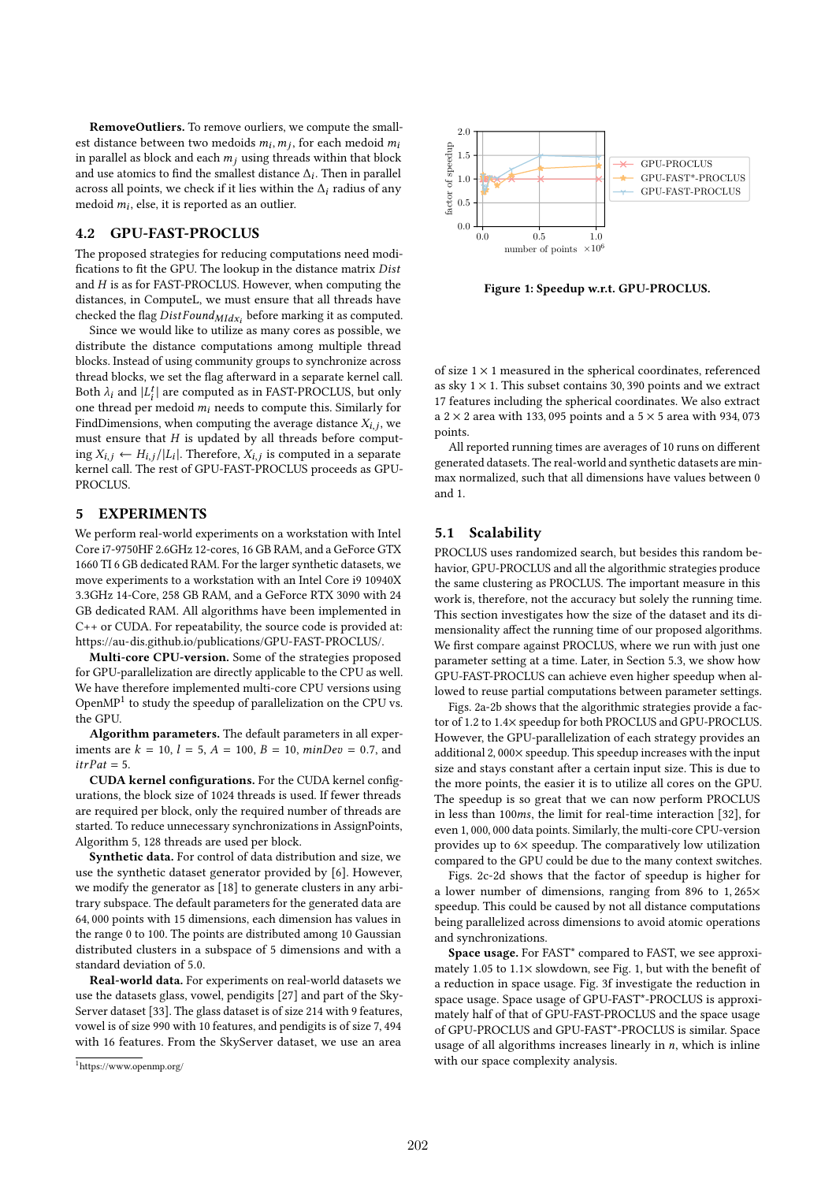**RemoveOutliers.** To remove ourliers, we compute the smallest distance between two medoids $m_i, m_j$, for each medoid $m_i$ in parallel as block and each $m_j$ using threads within that block and use atomics to find the smallest distance $\Delta_i$. Then in parallel across all points, we check if it lies within the $\Delta_i$ radius of any medoid $m_i$, else, it is reported as an outlier.

## 4.2 GPU-FAST-PROCLUS

The proposed strategies for reducing computations need modifications to fit the GPU. The lookup in the distance matrix $Dist$ and $H$ is as for FAST-PROCLUS. However, when computing the distances, in ComputeL, we must ensure that all threads have checked the flag $DistFound_{MIdx_i}$ before marking it as computed.

Since we would like to utilize as many cores as possible, we distribute the distance computations among multiple thread blocks. Instead of using community groups to synchronize across thread blocks, we set the flag afterward in a separate kernel call. Both $\lambda_i$ and $|L_i^t|$ are computed as in FAST-PROCLUS, but only one thread per medoid $m_i$ needs to compute this. Similarly for FindDimensions, when computing the average distance $X_{i,j}$, we must ensure that $H$ is updated by all threads before computing $X_{i,j} \leftarrow H_{i,j}/|L_i|$. Therefore, $X_{i,j}$ is computed in a separate kernel call. The rest of GPU-FAST-PROCLUS proceeds as GPU-PROCLUS.

# 5 EXPERIMENTS

We perform real-world experiments on a workstation with Intel Core i7-9750HF 2.6GHz 12-cores, 16 GB RAM, and a GeForce GTX 1660 TI 6 GB dedicated RAM. For the larger synthetic datasets, we move experiments to a workstation with an Intel Core i9 10940X 3.3GHz 14-Core, 258 GB RAM, and a GeForce RTX 3090 with 24 GB dedicated RAM. All algorithms have been implemented in C++ or CUDA. For repeatability, the source code is provided at: https://au-dis.github.io/publications/GPU-FAST-PROCLUS/.

**Multi-core CPU-version.** Some of the strategies proposed for GPU-parallelization are directly applicable to the CPU as well. We have therefore implemented multi-core CPU versions using OpenMP[1] to study the speedup of parallelization on the CPU vs. the GPU.

**Algorithm parameters.** The default parameters in all experiments are $k = 10$, $l = 5$, $A = 100$, $B = 10$, $minDev = 0.7$, and $itrPat = 5$.

**CUDA kernel configurations.** For the CUDA kernel configurations, the block size of 1024 threads is used. If fewer threads are required per block, only the required number of threads are started. To reduce unnecessary synchronizations in AssignPoints, Algorithm 5, 128 threads are used per block.

**Synthetic data.** For control of data distribution and size, we use the synthetic dataset generator provided by [6]. However, we modify the generator as [18] to generate clusters in any arbitrary subspace. The default parameters for the generated data are 64, 000 points with 15 dimensions, each dimension has values in the range 0 to 100. The points are distributed among 10 Gaussian distributed clusters in a subspace of 5 dimensions and with a standard deviation of 5.0.

**Real-world data.** For experiments on real-world datasets we use the datasets glass, vowel, pendigits [27] and part of the SkyServer dataset [33]. The glass dataset is of size 214 with 9 features, vowel is of size 990 with 10 features, and pendigits is of size 7, 494 with 16 features. From the SkyServer dataset, we use an area of size $1 \times 1$ measured in the spherical coordinates, referenced as sky $1 \times 1$. This subset contains 30, 390 points and we extract 17 features including the spherical coordinates. We also extract a $2 \times 2$ area with 133, 095 points and a $5 \times 5$ area with 934, 073 points.

[1] https://www.openmp.org/

**Figure 1: Speedup w.r.t. GPU-PROCLUS.**

All reported running times are averages of 10 runs on different generated datasets. The real-world and synthetic datasets are min-max normalized, such that all dimensions have values between 0 and 1.

## 5.1 Scalability

PROCLUS uses randomized search, but besides this random behavior, GPU-PROCLUS and all the algorithmic strategies produce the same clustering as PROCLUS. The important measure in this work is, therefore, not the accuracy but solely the running time. This section investigates how the size of the dataset and its dimensionality affect the running time of our proposed algorithms. We first compare against PROCLUS, where we run with just one parameter setting at a time. Later, in Section 5.3, we show how GPU-FAST-PROCLUS can achieve even higher speedup when allowed to reuse partial computations between parameter settings.

Figs. 2a-2b shows that the algorithmic strategies provide a factor of 1.2 to 1.4× speedup for both PROCLUS and GPU-PROCLUS. However, the GPU-parallelization of each strategy provides an additional 2, 000× speedup. This speedup increases with the input size and stays constant after a certain input size. This is due to the more points, the easier it is to utilize all cores on the GPU. The speedup is so great that we can now perform PROCLUS in less than $100ms$, the limit for real-time interaction [32], for even 1, 000, 000 data points. Similarly, the multi-core CPU-version provides up to 6× speedup. The comparatively low utilization compared to the GPU could be due to the many context switches.

Figs. 2c-2d shows that the factor of speedup is higher for a lower number of dimensions, ranging from 896 to 1, 265× speedup. This could be caused by not all distance computations being parallelized across dimensions to avoid atomic operations and synchronizations.

**Space usage.** For FAST* compared to FAST, we see approximately 1.05 to 1.1× slowdown, see Fig. 1, but with the benefit of a reduction in space usage. Fig. 3f investigate the reduction in space usage. Space usage of GPU-FAST*-PROCLUS is approximately half of that of GPU-FAST-PROCLUS and the space usage of GPU-PROCLUS and GPU-FAST*-PROCLUS is similar. Space usage of all algorithms increases linearly in $n$, which is inline with our space complexity analysis.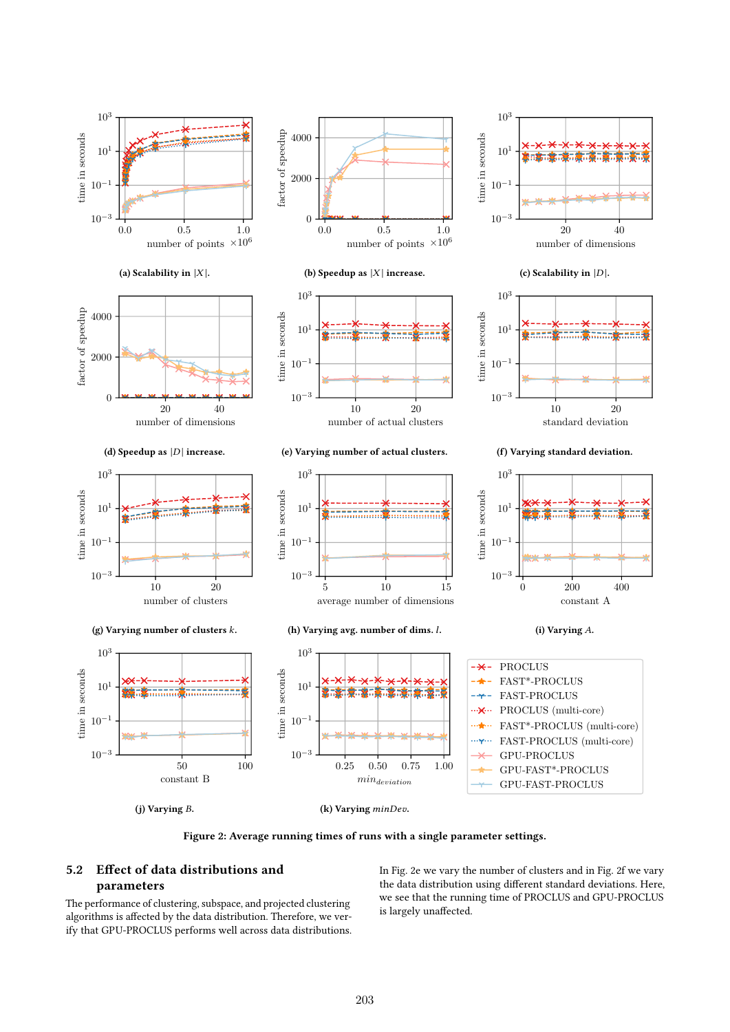(a) Scalability in $|X|$.

(b) Speedup as $|X|$ increase.

(c) Scalability in $|D|$.

(d) Speedup as $|D|$ increase.

(e) Varying number of actual clusters.

(f) Varying standard deviation.

(g) Varying number of clusters $k$.

(h) Varying avg. number of dims. $l$.

(i) Varying $A$.

(j) Varying $B$.

(k) Varying *minDev*.

**Figure 2: Average running times of runs with a single parameter settings.**

## 5.2 Effect of data distributions and parameters

The performance of clustering, subspace, and projected clustering algorithms is affected by the data distribution. Therefore, we verify that GPU-PROCLUS performs well across data distributions.

In Fig. 2e we vary the number of clusters and in Fig. 2f we vary the data distribution using different standard deviations. Here, we see that the running time of PROCLUS and GPU-PROCLUS is largely unaffected.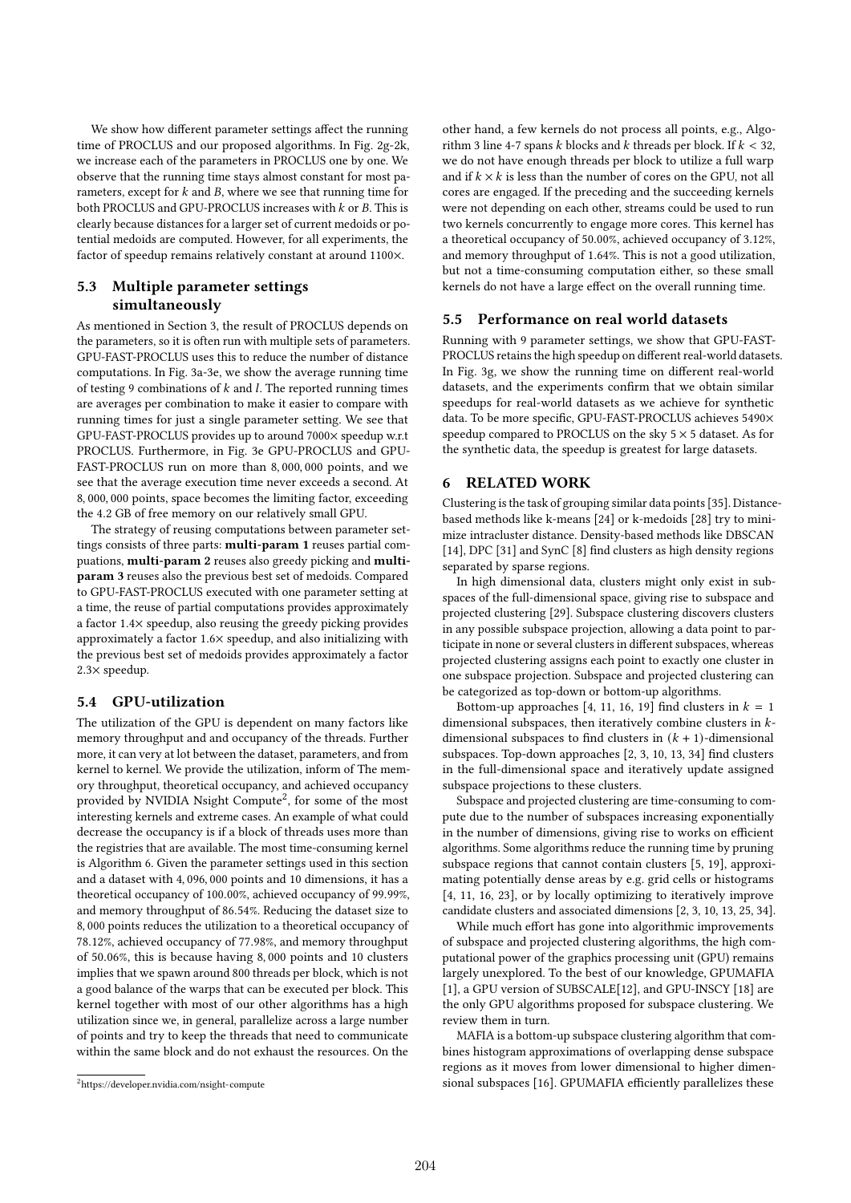We show how different parameter settings affect the running time of PROCLUS and our proposed algorithms. In Fig. 2g-2k, we increase each of the parameters in PROCLUS one by one. We observe that the running time stays almost constant for most parameters, except for $k$ and $B$, where we see that running time for both PROCLUS and GPU-PROCLUS increases with $k$ or $B$. This is clearly because distances for a larger set of current medoids or potential medoids are computed. However, for all experiments, the factor of speedup remains relatively constant at around 1100×.

### 5.3 Multiple parameter settings simultaneously

As mentioned in Section 3, the result of PROCLUS depends on the parameters, so it is often run with multiple sets of parameters. GPU-FAST-PROCLUS uses this to reduce the number of distance computations. In Fig. 3a-3e, we show the average running time of testing 9 combinations of $k$ and $l$. The reported running times are averages per combination to make it easier to compare with running times for just a single parameter setting. We see that GPU-FAST-PROCLUS provides up to around 7000× speedup w.r.t PROCLUS. Furthermore, in Fig. 3e GPU-PROCLUS and GPU-FAST-PROCLUS run on more than 8, 000, 000 points, and we see that the average execution time never exceeds a second. At 8, 000, 000 points, space becomes the limiting factor, exceeding the 4.2 GB of free memory on our relatively small GPU.

The strategy of reusing computations between parameter settings consists of three parts: **multi-param 1** reuses partial compuations, **multi-param 2** reuses also greedy picking and **multi-param 3** reuses also the previous best set of medoids. Compared to GPU-FAST-PROCLUS executed with one parameter setting at a time, the reuse of partial computations provides approximately a factor 1.4× speedup, also reusing the greedy picking provides approximately a factor 1.6× speedup, and also initializing with the previous best set of medoids provides approximately a factor 2.3× speedup.

### 5.4 GPU-utilization

The utilization of the GPU is dependent on many factors like memory throughput and and occupancy of the threads. Further more, it can very at lot between the dataset, parameters, and from kernel to kernel. We provide the utilization, inform of The memory throughput, theoretical occupancy, and achieved occupancy provided by NVIDIA Nsight Compute[2], for some of the most interesting kernels and extreme cases. An example of what could decrease the occupancy is if a block of threads uses more than the registries that are available. The most time-consuming kernel is Algorithm 6. Given the parameter settings used in this section and a dataset with 4, 096, 000 points and 10 dimensions, it has a theoretical occupancy of 100.00%, achieved occupancy of 99.99%, and memory throughput of 86.54%. Reducing the dataset size to 8, 000 points reduces the utilization to a theoretical occupancy of 78.12%, achieved occupancy of 77.98%, and memory throughput of 50.06%, this is because having 8, 000 points and 10 clusters implies that we spawn around 800 threads per block, which is not a good balance of the warps that can be executed per block. This kernel together with most of our other algorithms has a high utilization since we, in general, parallelize across a large number of points and try to keep the threads that need to communicate within the same block and do not exhaust the resources. On the other hand, a few kernels do not process all points, e.g., Algorithm 3 line 4-7 spans $k$ blocks and $k$ threads per block. If $k < 32$, we do not have enough threads per block to utilize a full warp and if $k \times k$ is less than the number of cores on the GPU, not all cores are engaged. If the preceding and the succeeding kernels were not depending on each other, streams could be used to run two kernels concurrently to engage more cores. This kernel has a theoretical occupancy of 50.00%, achieved occupancy of 3.12%, and memory throughput of 1.64%. This is not a good utilization, but not a time-consuming computation either, so these small kernels do not have a large effect on the overall running time.

[2] https://developer.nvidia.com/nsight-compute

### 5.5 Performance on real world datasets

Running with 9 parameter settings, we show that GPU-FAST-PROCLUS retains the high speedup on different real-world datasets. In Fig. 3g, we show the running time on different real-world datasets, and the experiments confirm that we obtain similar speedups for real-world datasets as we achieve for synthetic data. To be more specific, GPU-FAST-PROCLUS achieves 5490× speedup compared to PROCLUS on the sky $5 \times 5$ dataset. As for the synthetic data, the speedup is greatest for large datasets.

## 6 RELATED WORK

Clustering is the task of grouping similar data points [35]. Distance-based methods like k-means [24] or k-medoids [28] try to minimize intracluster distance. Density-based methods like DBSCAN [14], DPC [31] and SynC [8] find clusters as high density regions separated by sparse regions.

In high dimensional data, clusters might only exist in subspaces of the full-dimensional space, giving rise to subspace and projected clustering [29]. Subspace clustering discovers clusters in any possible subspace projection, allowing a data point to participate in none or several clusters in different subspaces, whereas projected clustering assigns each point to exactly one cluster in one subspace projection. Subspace and projected clustering can be categorized as top-down or bottom-up algorithms.

Bottom-up approaches [4, 11, 16, 19] find clusters in $k = 1$ dimensional subspaces, then iteratively combine clusters in $k$-dimensional subspaces to find clusters in $(k + 1)$-dimensional subspaces. Top-down approaches [2, 3, 10, 13, 34] find clusters in the full-dimensional space and iteratively update assigned subspace projections to these clusters.

Subspace and projected clustering are time-consuming to compute due to the number of subspaces increasing exponentially in the number of dimensions, giving rise to works on efficient algorithms. Some algorithms reduce the running time by pruning subspace regions that cannot contain clusters [5, 19], approximating potentially dense areas by e.g. grid cells or histograms [4, 11, 16, 23], or by locally optimizing to iteratively improve candidate clusters and associated dimensions [2, 3, 10, 13, 25, 34].

While much effort has gone into algorithmic improvements of subspace and projected clustering algorithms, the high computational power of the graphics processing unit (GPU) remains largely unexplored. To the best of our knowledge, GPUMAFIA [1], a GPU version of SUBSCALE[12], and GPU-INSCY [18] are the only GPU algorithms proposed for subspace clustering. We review them in turn.

MAFIA is a bottom-up subspace clustering algorithm that combines histogram approximations of overlapping dense subspace regions as it moves from lower dimensional to higher dimensional subspaces [16]. GPUMAFIA efficiently parallelizes these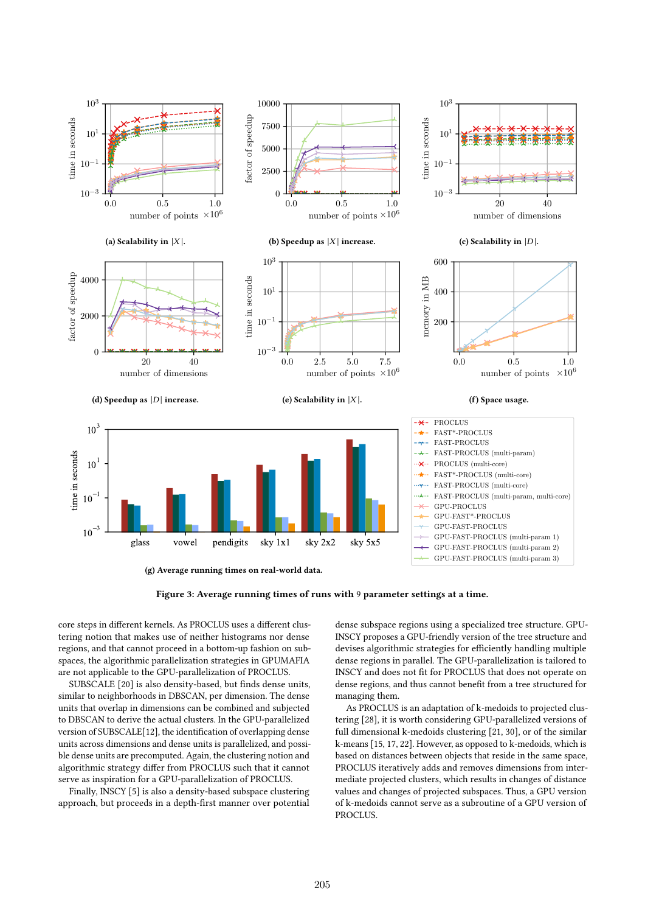(a) Scalability in $|X|$.

(b) Speedup as $|X|$ increase.

(c) Scalability in $|D|$.

(d) Speedup as $|D|$ increase.

(e) Scalability in $|X|$.

(f) Space usage.

(g) Average running times on real-world data.

**Figure 3: Average running times of runs with 9 parameter settings at a time.**

core steps in different kernels. As PROCLUS uses a different clustering notion that makes use of neither histograms nor dense regions, and that cannot proceed in a bottom-up fashion on subspaces, the algorithmic parallelization strategies in GPUMAFIA are not applicable to the GPU-parallelization of PROCLUS.

SUBSCALE [20] is also density-based, but finds dense units, similar to neighborhoods in DBSCAN, per dimension. The dense units that overlap in dimensions can be combined and subjected to DBSCAN to derive the actual clusters. In the GPU-parallelized version of SUBSCALE[12], the identification of overlapping dense units across dimensions and dense units is parallelized, and possible dense units are precomputed. Again, the clustering notion and algorithmic strategy differ from PROCLUS such that it cannot serve as inspiration for a GPU-parallelization of PROCLUS.

Finally, INSCY [5] is also a density-based subspace clustering approach, but proceeds in a depth-first manner over potential dense subspace regions using a specialized tree structure. GPU-INSCY proposes a GPU-friendly version of the tree structure and devises algorithmic strategies for efficiently handling multiple dense regions in parallel. The GPU-parallelization is tailored to INSCY and does not fit for PROCLUS that does not operate on dense regions, and thus cannot benefit from a tree structured for managing them.

As PROCLUS is an adaptation of k-medoids to projected clustering [28], it is worth considering GPU-parallelized versions of full dimensional k-medoids clustering [21, 30], or of the similar k-means [15, 17, 22]. However, as opposed to k-medoids, which is based on distances between objects that reside in the same space, PROCLUS iteratively adds and removes dimensions from intermediate projected clusters, which results in changes of distance values and changes of projected subspaces. Thus, a GPU version of k-medoids cannot serve as a subroutine of a GPU version of PROCLUS.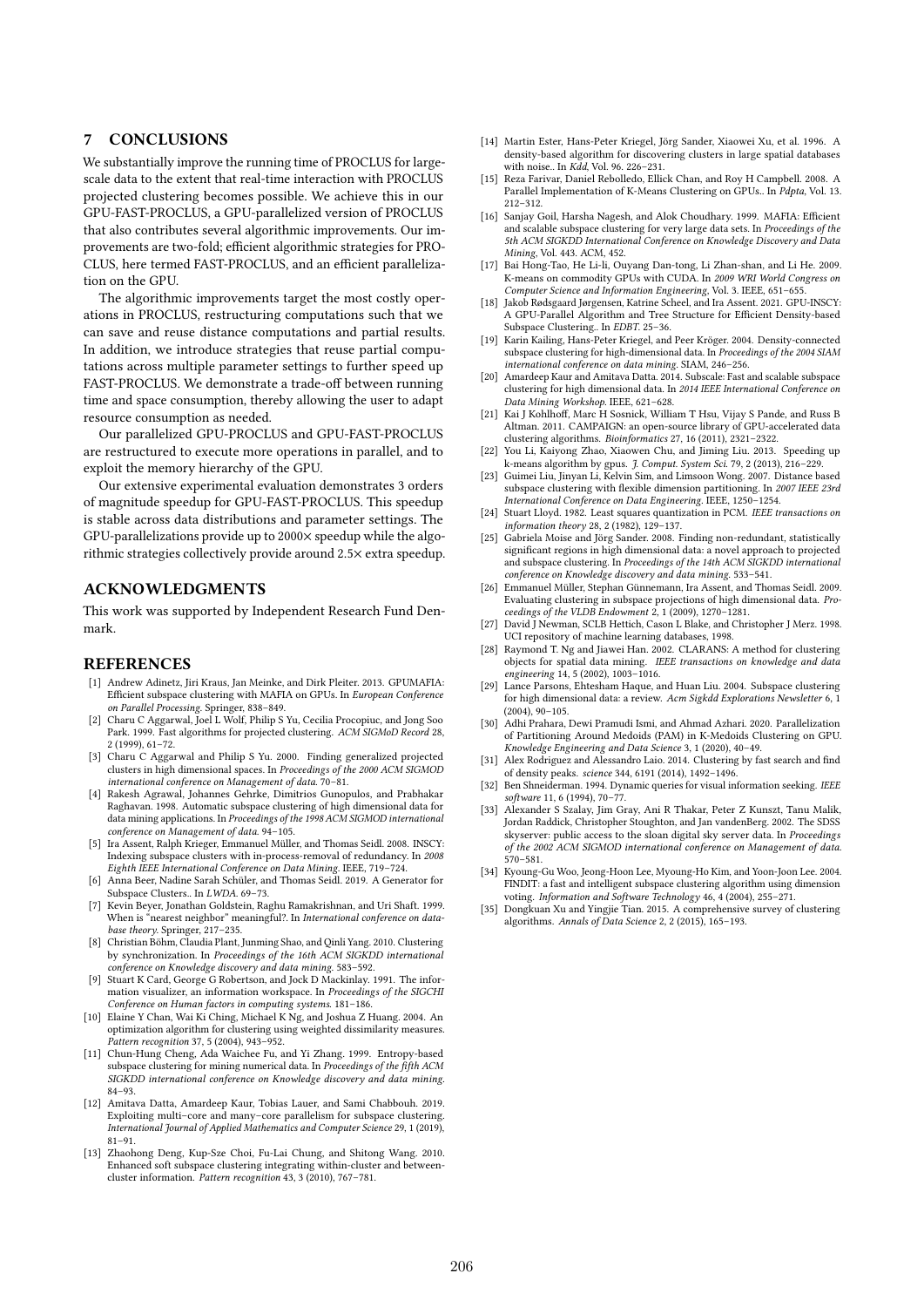## 7 CONCLUSIONS

We substantially improve the running time of PROCLUS for large-scale data to the extent that real-time interaction with PROCLUS projected clustering becomes possible. We achieve this in our GPU-FAST-PROCLUS, a GPU-parallelized version of PROCLUS that also contributes several algorithmic improvements. Our improvements are two-fold; efficient algorithmic strategies for PROCLUS, here termed FAST-PROCLUS, and an efficient parallelization on the GPU.

The algorithmic improvements target the most costly operations in PROCLUS, restructuring computations such that we can save and reuse distance computations and partial results. In addition, we introduce strategies that reuse partial computations across multiple parameter settings to further speed up FAST-PROCLUS. We demonstrate a trade-off between running time and space consumption, thereby allowing the user to adapt resource consumption as needed.

Our parallelized GPU-PROCLUS and GPU-FAST-PROCLUS are restructured to execute more operations in parallel, and to exploit the memory hierarchy of the GPU.

Our extensive experimental evaluation demonstrates 3 orders of magnitude speedup for GPU-FAST-PROCLUS. This speedup is stable across data distributions and parameter settings. The GPU-parallelizations provide up to 2000× speedup while the algorithmic strategies collectively provide around 2.5× extra speedup.

## ACKNOWLEDGMENTS

This work was supported by Independent Research Fund Denmark.

## REFERENCES

- [1] Andrew Adinetz, Jiri Kraus, Jan Meinke, and Dirk Pleiter. 2013. GPUMAFIA: Efficient subspace clustering with MAFIA on GPUs. In *European Conference on Parallel Processing*. Springer, 838–849.
- [2] Charu C Aggarwal, Joel L Wolf, Philip S Yu, Cecilia Procopiuc, and Jong Soo Park. 1999. Fast algorithms for projected clustering. *ACM SIGMoD Record* 28, 2 (1999), 61–72.
- [3] Charu C Aggarwal and Philip S Yu. 2000. Finding generalized projected clusters in high dimensional spaces. In *Proceedings of the 2000 ACM SIGMOD international conference on Management of data*. 70–81.
- [4] Rakesh Agrawal, Johannes Gehrke, Dimitrios Gunopulos, and Prabhakar Raghavan. 1998. Automatic subspace clustering of high dimensional data for data mining applications. In *Proceedings of the 1998 ACM SIGMOD international conference on Management of data*. 94–105.
- [5] Ira Assent, Ralph Krieger, Emmanuel Müller, and Thomas Seidl. 2008. INSCY: Indexing subspace clusters with in-process-removal of redundancy. In *2008 Eighth IEEE International Conference on Data Mining*. IEEE, 719–724.
- [6] Anna Beer, Nadine Sarah Schüler, and Thomas Seidl. 2019. A Generator for Subspace Clusters.. In *LWDA*. 69–73.
- [7] Kevin Beyer, Jonathan Goldstein, Raghu Ramakrishnan, and Uri Shaft. 1999. When is "nearest neighbor" meaningful?. In *International conference on database theory*. Springer, 217–235.
- [8] Christian Böhm, Claudia Plant, Junming Shao, and Qinli Yang. 2010. Clustering by synchronization. In *Proceedings of the 16th ACM SIGKDD international conference on Knowledge discovery and data mining*. 583–592.
- [9] Stuart K Card, George G Robertson, and Jock D Mackinlay. 1991. The information visualizer, an information workspace. In *Proceedings of the SIGCHI Conference on Human factors in computing systems*. 181–186.
- [10] Elaine Y Chan, Wai Ki Ching, Michael K Ng, and Joshua Z Huang. 2004. An optimization algorithm for clustering using weighted dissimilarity measures. *Pattern recognition* 37, 5 (2004), 943–952.
- [11] Chun-Hung Cheng, Ada Waichee Fu, and Yi Zhang. 1999. Entropy-based subspace clustering for mining numerical data. In *Proceedings of the fifth ACM SIGKDD international conference on Knowledge discovery and data mining*. 84–93.
- [12] Amitava Datta, Amardeep Kaur, Tobias Lauer, and Sami Chabbouh. 2019. Exploiting multi–core and many–core parallelism for subspace clustering. *International Journal of Applied Mathematics and Computer Science* 29, 1 (2019), 81–91.
- [13] Zhaohong Deng, Kup-Sze Choi, Fu-Lai Chung, and Shitong Wang. 2010. Enhanced soft subspace clustering integrating within-cluster and between-cluster information. *Pattern recognition* 43, 3 (2010), 767–781.
- [14] Martin Ester, Hans-Peter Kriegel, Jörg Sander, Xiaowei Xu, et al. 1996. A density-based algorithm for discovering clusters in large spatial databases with noise.. In *Kdd*, Vol. 96. 226–231.
- [15] Reza Farivar, Daniel Rebolledo, Ellick Chan, and Roy H Campbell. 2008. A Parallel Implementation of K-Means Clustering on GPUs.. In *Pdpta*, Vol. 13. 212–312.
- [16] Sanjay Goil, Harsha Nagesh, and Alok Choudhary. 1999. MAFIA: Efficient and scalable subspace clustering for very large data sets. In *Proceedings of the 5th ACM SIGKDD International Conference on Knowledge Discovery and Data Mining*, Vol. 443. ACM, 452.
- [17] Bai Hong-Tao, He Li-li, Ouyang Dan-tong, Li Zhan-shan, and Li He. 2009. K-means on commodity GPUs with CUDA. In *2009 WRI World Congress on Computer Science and Information Engineering*, Vol. 3. IEEE, 651–655.
- [18] Jakob Rødsgaard Jørgensen, Katrine Scheel, and Ira Assent. 2021. GPU-INSCY: A GPU-Parallel Algorithm and Tree Structure for Efficient Density-based Subspace Clustering.. In *EDBT*. 25–36.
- [19] Karin Kailing, Hans-Peter Kriegel, and Peer Kröger. 2004. Density-connected subspace clustering for high-dimensional data. In *Proceedings of the 2004 SIAM international conference on data mining*. SIAM, 246–256.
- [20] Amardeep Kaur and Amitava Datta. 2014. Subscale: Fast and scalable subspace clustering for high dimensional data. In *2014 IEEE International Conference on Data Mining Workshop*. IEEE, 621–628.
- [21] Kai J Kohlhoff, Marc H Sosnick, William T Hsu, Vijay S Pande, and Russ B Altman. 2011. CAMPAIGN: an open-source library of GPU-accelerated data clustering algorithms. *Bioinformatics* 27, 16 (2011), 2321–2322.
- [22] You Li, Kaiyong Zhao, Xiaowen Chu, and Jiming Liu. 2013. Speeding up k-means algorithm by gpus. *J. Comput. System Sci.* 79, 2 (2013), 216–229.
- [23] Guimei Liu, Jinyan Li, Kelvin Sim, and Limsoon Wong. 2007. Distance based subspace clustering with flexible dimension partitioning. In *2007 IEEE 23rd International Conference on Data Engineering*. IEEE, 1250–1254.
- [24] Stuart Lloyd. 1982. Least squares quantization in PCM. *IEEE transactions on information theory* 28, 2 (1982), 129–137.
- [25] Gabriela Moise and Jörg Sander. 2008. Finding non-redundant, statistically significant regions in high dimensional data: a novel approach to projected and subspace clustering. In *Proceedings of the 14th ACM SIGKDD international conference on Knowledge discovery and data mining*. 533–541.
- [26] Emmanuel Müller, Stephan Günnemann, Ira Assent, and Thomas Seidl. 2009. Evaluating clustering in subspace projections of high dimensional data. *Proceedings of the VLDB Endowment* 2, 1 (2009), 1270–1281.
- [27] David J Newman, SCLB Hettich, Cason L Blake, and Christopher J Merz. 1998. UCI repository of machine learning databases, 1998.
- [28] Raymond T. Ng and Jiawei Han. 2002. CLARANS: A method for clustering objects for spatial data mining. *IEEE transactions on knowledge and data engineering* 14, 5 (2002), 1003–1016.
- [29] Lance Parsons, Ehtesham Haque, and Huan Liu. 2004. Subspace clustering for high dimensional data: a review. *Acm Sigkdd Explorations Newsletter* 6, 1 (2004), 90–105.
- [30] Adhi Prahara, Dewi Pramudi Ismi, and Ahmad Azhari. 2020. Parallelization of Partitioning Around Medoids (PAM) in K-Medoids Clustering on GPU. *Knowledge Engineering and Data Science* 3, 1 (2020), 40–49.
- [31] Alex Rodriguez and Alessandro Laio. 2014. Clustering by fast search and find of density peaks. *science* 344, 6191 (2014), 1492–1496.
- [32] Ben Shneiderman. 1994. Dynamic queries for visual information seeking. *IEEE software* 11, 6 (1994), 70–77.
- [33] Alexander S Szalay, Jim Gray, Ani R Thakar, Peter Z Kunszt, Tanu Malik, Jordan Raddick, Christopher Stoughton, and Jan vandenBerg. 2002. The SDSS skyserver: public access to the sloan digital sky server data. In *Proceedings of the 2002 ACM SIGMOD international conference on Management of data*. 570–581.
- [34] Kyoung-Gu Woo, Jeong-Hoon Lee, Myoung-Ho Kim, and Yoon-Joon Lee. 2004. FINDIT: a fast and intelligent subspace clustering algorithm using dimension voting. *Information and Software Technology* 46, 4 (2004), 255–271.
- [35] Dongkuan Xu and Yingjie Tian. 2015. A comprehensive survey of clustering algorithms. *Annals of Data Science* 2, 2 (2015), 165–193.